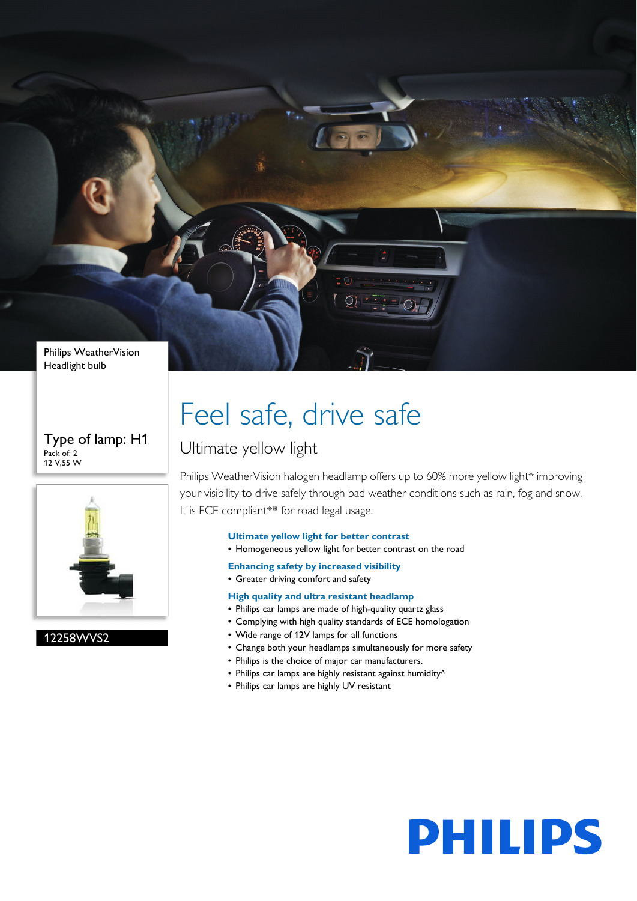Philips WeatherVision
Headlight bulb

Type of lamp: H1
Pack of: 2
12 V,55 W

12258WVS2

# Feel safe, drive safe

## Ultimate yellow light

Philips WeatherVision halogen headlamp offers up to 60% more yellow light* improving your visibility to drive safely through bad weather conditions such as rain, fog and snow. It is ECE compliant** for road legal usage.

### Ultimate yellow light for better contrast

- Homogeneous yellow light for better contrast on the road

### Enhancing safety by increased visibility

- Greater driving comfort and safety

### High quality and ultra resistant headlamp

- Philips car lamps are made of high-quality quartz glass
- Complying with high quality standards of ECE homologation
- Wide range of 12V lamps for all functions
- Change both your headlamps simultaneously for more safety
- Philips is the choice of major car manufacturers.
- Philips car lamps are highly resistant against humidity^
- Philips car lamps are highly UV resistant

PHILIPS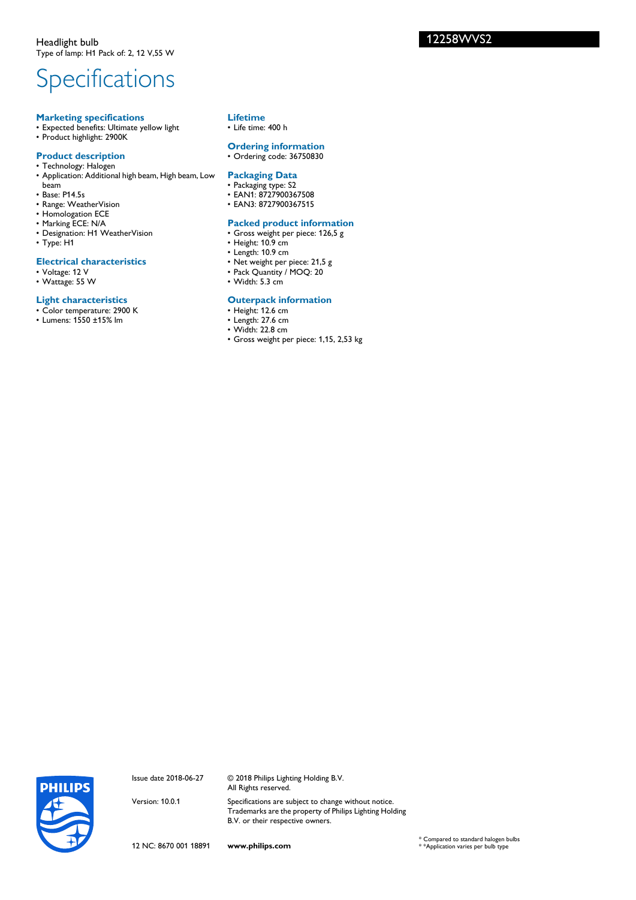Headline bulb
Type of lamp: H1 Pack of: 2, 12 V,55 W

12258WVS2

# Specifications

### Marketing specifications
- Expected benefits: Ultimate yellow light
- Product highlight: 2900K

### Product description
- Technology: Halogen
- Application: Additional high beam, High beam, Low beam
- Base: P14.5s
- Range: WeatherVision
- Homologation ECE
- Marking ECE: N/A
- Designation: H1 WeatherVision
- Type: H1

### Electrical characteristics
- Voltage: 12 V
- Wattage: 55 W

### Light characteristics
- Color temperature: 2900 K
- Lumens: 1550 ±15% lm

### Lifetime
- Life time: 400 h

### Ordering information
- Ordering code: 36750830

### Packaging Data
- Packaging type: S2
- EAN1: 8727900367508
- EAN3: 8727900367515

### Packed product information
- Gross weight per piece: 126,5 g
- Height: 10.9 cm
- Length: 10.9 cm
- Net weight per piece: 21,5 g
- Pack Quantity / MOQ: 20
- Width: 5.3 cm

### Outerpack information
- Height: 12.6 cm
- Length: 27.6 cm
- Width: 22.8 cm
- Gross weight per piece: 1,15, 2,53 kg

Issue date 2018-06-27

Version: 10.0.1

12 NC: 8670 001 18891

© 2018 Philips Lighting Holding B.V.
All Rights reserved.

Specifications are subject to change without notice. Trademarks are the property of Philips Lighting Holding B.V. or their respective owners.

**www.philips.com**

* Compared to standard halogen bulbs
* *Application varies per bulb type